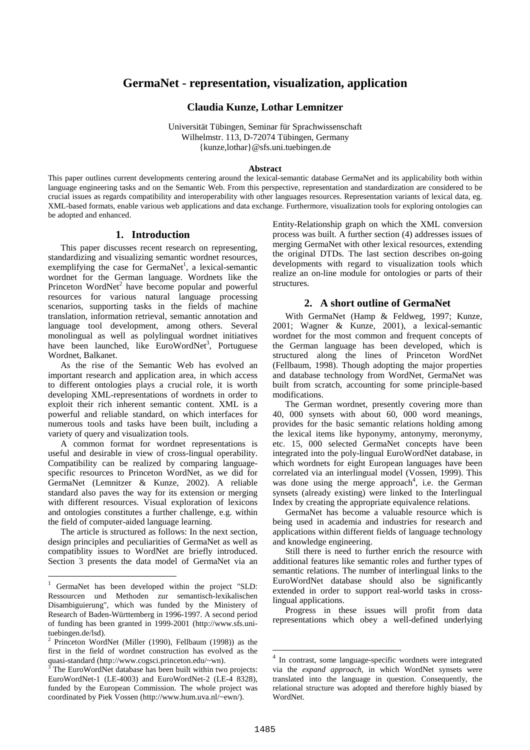# GermaNet - representation, visualization, application

**Claudia Kunze, Lothar Lemnitzer**

Universität Tübingen, Seminar für Sprachwissenschaft
Wilhelmstr. 113, D-72074 Tübingen, Germany
{kunze,lothar}@sfs.uni.tuebingen.de

**Abstract**

This paper outlines current developments centering around the lexical-semantic database GermaNet and its applicability both within language engineering tasks and on the Semantic Web. From this perspective, representation and standardization are considered to be crucial issues as regards compatibility and interoperability with other languages resources. Representation variants of lexical data, eg. XML-based formats, enable various web applications and data exchange. Furthermore, visualization tools for exploring ontologies can be adopted and enhanced.

## 1. Introduction

This paper discusses recent research on representing, standardizing and visualizing semantic wordnet resources, exemplifying the case for GermaNet[1], a lexical-semantic wordnet for the German language. Wordnets like the Princeton WordNet[2] have become popular and powerful resources for various natural language processing scenarios, supporting tasks in the fields of machine translation, information retrieval, semantic annotation and language tool development, among others. Several monolingual as well as polylingual wordnet initiatives have been launched, like EuroWordNet[3], Portuguese Wordnet, Balkanet.

As the rise of the Semantic Web has evolved an important research and application area, in which access to different ontologies plays a crucial role, it is worth developing XML-representations of wordnets in order to exploit their rich inherent semantic content. XML is a powerful and reliable standard, on which interfaces for numerous tools and tasks have been built, including a variety of query and visualization tools.

A common format for wordnet representations is useful and desirable in view of cross-lingual operability. Compatibility can be realized by comparing language-specific resources to Princeton WordNet, as we did for GermaNet (Lemnitzer & Kunze, 2002). A reliable standard also paves the way for its extension or merging with different resources. Visual exploration of lexicons and ontologies constitutes a further challenge, e.g. within the field of computer-aided language learning.

The article is structured as follows: In the next section, design principles and peculiarities of GermaNet as well as compatiblity issues to WordNet are briefly introduced. Section 3 presents the data model of GermaNet via an Entity-Relationship graph on which the XML conversion process was built. A further section (4) addresses issues of merging GermaNet with other lexical resources, extending the original DTDs. The last section describes on-going developments with regard to visualization tools which realize an on-line module for ontologies or parts of their structures.

## 2. A short outline of GermaNet

With GermaNet (Hamp & Feldweg, 1997; Kunze, 2001; Wagner & Kunze, 2001), a lexical-semantic wordnet for the most common and frequent concepts of the German language has been developed, which is structured along the lines of Princeton WordNet (Fellbaum, 1998). Though adopting the major properties and database technology from WordNet, GermaNet was built from scratch, accounting for some principle-based modifications.

The German wordnet, presently covering more than 40, 000 synsets with about 60, 000 word meanings, provides for the basic semantic relations holding among the lexical items like hyponymy, antonymy, meronymy, etc. 15, 000 selected GermaNet concepts have been integrated into the poly-lingual EuroWordNet database, in which wordnets for eight European languages have been correlated via an interlingual model (Vossen, 1999). This was done using the merge approach[4], i.e. the German synsets (already existing) were linked to the Interlingual Index by creating the appropriate equivalence relations.

GermaNet has become a valuable resource which is being used in academia and industries for research and applications within different fields of language technology and knowledge engineering.

Still there is need to further enrich the resource with additional features like semantic roles and further types of semantic relations. The number of interlingual links to the EuroWordNet database should also be significantly extended in order to support real-world tasks in cross-lingual applications.

Progress in these issues will profit from data representations which obey a well-defined underlying

---

[1] GermaNet has been developed within the project "SLD: Ressourcen und Methoden zur semantisch-lexikalischen Disambiguierung", which was funded by the Ministery of Research of Baden-Württemberg in 1996-1997. A second period of funding has been granted in 1999-2001 (http://www.sfs.uni-tuebingen.de/lsd).

[2] Princeton WordNet (Miller (1990), Fellbaum (1998)) as the first in the field of wordnet construction has evolved as the quasi-standard (http://www.cogsci.princeton.edu/~wn).

[3] The EuroWordNet database has been built within two projects: EuroWordNet-1 (LE-4003) and EuroWordNet-2 (LE-4 8328), funded by the European Commission. The whole project was coordinated by Piek Vossen (http://www.hum.uva.nl/~ewn/).

[4] In contrast, some language-specific wordnets were integrated via the *expand approach*, in which WordNet synsets were translated into the language in question. Consequently, the relational structure was adopted and therefore highly biased by WordNet.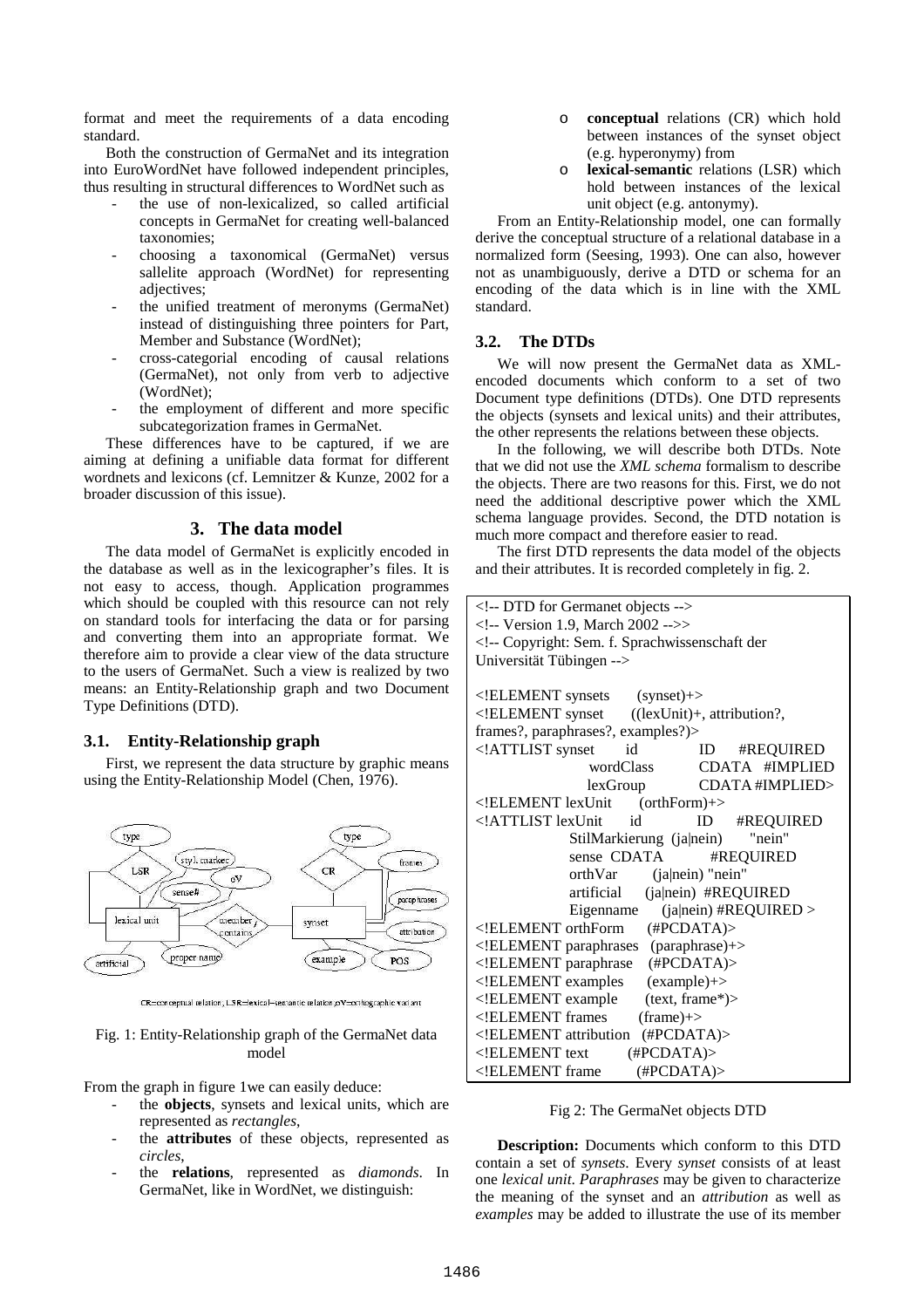format and meet the requirements of a data encoding standard.

Both the construction of GermaNet and its integration into EuroWordNet have followed independent principles, thus resulting in structural differences to WordNet such as

- the use of non-lexicalized, so called artificial concepts in GermaNet for creating well-balanced taxonomies;
- choosing a taxonomical (GermaNet) versus sallelite approach (WordNet) for representing adjectives;
- the unified treatment of meronyms (GermaNet) instead of distinguishing three pointers for Part, Member and Substance (WordNet);
- cross-categorial encoding of causal relations (GermaNet), not only from verb to adjective (WordNet);
- the employment of different and more specific subcategorization frames in GermaNet.

These differences have to be captured, if we are aiming at defining a unifiable data format for different wordnets and lexicons (cf. Lemnitzer & Kunze, 2002 for a broader discussion of this issue).

## 3. The data model

The data model of GermaNet is explicitly encoded in the database as well as in the lexicographer's files. It is not easy to access, though. Application programmes which should be coupled with this resource can not rely on standard tools for interfacing the data or for parsing and converting them into an appropriate format. We therefore aim to provide a clear view of the data structure to the users of GermaNet. Such a view is realized by two means: an Entity-Relationship graph and two Document Type Definitions (DTD).

### 3.1. Entity-Relationship graph

First, we represent the data structure by graphic means using the Entity-Relationship Model (Chen, 1976).

CR=conceptual relation, LSR=lexical-semantic relation, oV=orthographic variant

Fig. 1: Entity-Relationship graph of the GermaNet data model

From the graph in figure 1we can easily deduce:

- the **objects**, synsets and lexical units, which are represented as *rectangles*,
- the **attributes** of these objects, represented as *circles*,
- the **relations**, represented as *diamonds*. In GermaNet, like in WordNet, we distinguish:
  - **conceptual** relations (CR) which hold between instances of the synset object (e.g. hyperonymy) from
  - **lexical-semantic** relations (LSR) which hold between instances of the lexical unit object (e.g. antonymy).

From an Entity-Relationship model, one can formally derive the conceptual structure of a relational database in a normalized form (Seesing, 1993). One can also, however not as unambiguously, derive a DTD or schema for an encoding of the data which is in line with the XML standard.

### 3.2. The DTDs

We will now present the GermaNet data as XML-encoded documents which conform to a set of two Document type definitions (DTDs). One DTD represents the objects (synsets and lexical units) and their attributes, the other represents the relations between these objects.

In the following, we will describe both DTDs. Note that we did not use the *XML schema* formalism to describe the objects. There are two reasons for this. First, we do not need the additional descriptive power which the XML schema language provides. Second, the DTD notation is much more compact and therefore easier to read.

The first DTD represents the data model of the objects and their attributes. It is recorded completely in fig. 2.

```
<!-- DTD for Germanet objects -->
<!-- Version 1.9, March 2002 -->>
<!-- Copyright: Sem. f. Sprachwissenschaft der
Universität Tübingen -->

<!ELEMENT synsets      (synset)+>
<!ELEMENT synset      ((lexUnit)+, attribution?,
frames?, paraphrases?, examples?)>
<!ATTLIST synset     id           ID     #REQUIRED
                     wordClass    CDATA  #IMPLIED
                     lexGroup     CDATA #IMPLIED>
<!ELEMENT lexUnit     (orthForm)+>
<!ATTLIST lexUnit    id           ID     #REQUIRED
              StilMarkierung  (ja|nein)     "nein"
              sense  CDATA          #REQUIRED
              orthVar       (ja|nein) "nein"
              artificial    (ja|nein)  #REQUIRED
              Eigenname     (ja|nein) #REQUIRED >
<!ELEMENT orthForm     (#PCDATA)>
<!ELEMENT paraphrases  (paraphrase)+>
<!ELEMENT paraphrase   (#PCDATA)>
<!ELEMENT examples     (example)+>
<!ELEMENT example      (text, frame*)>
<!ELEMENT frames       (frame)+>
<!ELEMENT attribution  (#PCDATA)>
<!ELEMENT text         (#PCDATA)>
<!ELEMENT frame        (#PCDATA)>
```

Fig 2: The GermaNet objects DTD

**Description:** Documents which conform to this DTD contain a set of *synsets*. Every *synset* consists of at least one *lexical unit*. *Paraphrases* may be given to characterize the meaning of the synset and an *attribution* as well as *examples* may be added to illustrate the use of its member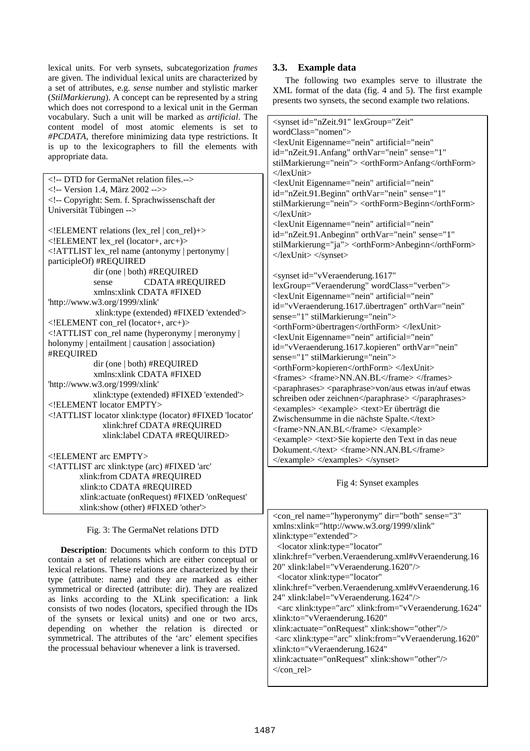lexical units. For verb synsets, subcategorization *frames* are given. The individual lexical units are characterized by a set of attributes, e.g. *sense* number and stylistic marker (*StilMarkierung*). A concept can be represented by a string which does not correspond to a lexical unit in the German vocabulary. Such a unit will be marked as *artificial*. The content model of most atomic elements is set to *#PCDATA*, therefore minimizing data type restrictions. It is up to the lexicographers to fill the elements with appropriate data.

```
<!-- DTD for GermaNet relation files.-->
<!-- Version 1.4, März 2002 -->>
<!-- Copyright: Sem. f. Sprachwissenschaft der
Universität Tübingen -->

<!ELEMENT relations (lex_rel | con_rel)+>
<!ELEMENT lex_rel (locator+, arc+)>
<!ATTLIST lex_rel name (antonymy | pertonymy |
participleOf) #REQUIRED
            dir (one | both) #REQUIRED
            sense         CDATA #REQUIRED
            xmlns:xlink CDATA #FIXED
'http://www.w3.org/1999/xlink'
             xlink:type (extended) #FIXED 'extended'>
<!ELEMENT con_rel (locator+, arc+)>
<!ATTLIST con_rel name (hyperonymy | meronymy |
holonymy | entailment | causation | association)
#REQUIRED
            dir (one | both) #REQUIRED
            xmlns:xlink CDATA #FIXED
'http://www.w3.org/1999/xlink'
            xlink:type (extended) #FIXED 'extended'>
<!ELEMENT locator EMPTY>
<!ATTLIST locator xlink:type (locator) #FIXED 'locator'
              xlink:href CDATA #REQUIRED
              xlink:label CDATA #REQUIRED>

<!ELEMENT arc EMPTY>
<!ATTLIST arc xlink:type (arc) #FIXED 'arc'
         xlink:from CDATA #REQUIRED
         xlink:to CDATA #REQUIRED
         xlink:actuate (onRequest) #FIXED 'onRequest'
         xlink:show (other) #FIXED 'other'>
```

Fig. 3: The GermaNet relations DTD

**Description**: Documents which conform to this DTD contain a set of relations which are either conceptual or lexical relations. These relations are characterized by their type (attribute: name) and they are marked as either symmetrical or directed (attribute: dir). They are realized as links according to the XLink specification: a link consists of two nodes (locators, specified through the IDs of the synsets or lexical units) and one or two arcs, depending on whether the relation is directed or symmetrical. The attributes of the 'arc' element specifies the processual behaviour whenever a link is traversed.

### 3.3. Example data

The following two examples serve to illustrate the XML format of the data (fig. 4 and 5). The first example presents two synsets, the second example two relations.

```
<synset id="nZeit.91" lexGroup="Zeit"
wordClass="nomen">
<lexUnit Eigenname="nein" artificial="nein"
id="nZeit.91.Anfang" orthVar="nein" sense="1"
stilMarkierung="nein"> <orthForm>Anfang</orthForm>
</lexUnit>
<lexUnit Eigenname="nein" artificial="nein"
id="nZeit.91.Beginn" orthVar="nein" sense="1"
stilMarkierung="nein"> <orthForm>Beginn</orthForm>
</lexUnit>
<lexUnit Eigenname="nein" artificial="nein"
id="nZeit.91.Anbeginn" orthVar="nein" sense="1"
stilMarkierung="ja"> <orthForm>Anbeginn</orthForm>
</lexUnit> </synset>

<synset id="vVeraenderung.1617"
lexGroup="Veraenderung" wordClass="verben">
<lexUnit Eigenname="nein" artificial="nein"
id="vVeraenderung.1617.übertragen" orthVar="nein"
sense="1" stilMarkierung="nein">
<orthForm>übertragen</orthForm> </lexUnit>
<lexUnit Eigenname="nein" artificial="nein"
id="vVeraenderung.1617.kopieren" orthVar="nein"
sense="1" stilMarkierung="nein">
<orthForm>kopieren</orthForm> </lexUnit>
<frames> <frame>NN.AN.BL</frame> </frames>
<paraphrases> <paraphrase>von/aus etwas in/auf etwas
schreiben oder zeichnen</paraphrase> </paraphrases>
<examples> <example> <text>Er überträgt die
Zwischensumme in die nächste Spalte.</text>
<frame>NN.AN.BL</frame> </example>
<example> <text>Sie kopierte den Text in das neue
Dokument.</text> <frame>NN.AN.BL</frame>
</example> </examples> </synset>
```

Fig 4: Synset examples

```
<con_rel name="hyperonymy" dir="both" sense="3"
xmlns:xlink="http://www.w3.org/1999/xlink"
xlink:type="extended">
  <locator xlink:type="locator"
xlink:href="verben.Veraenderung.xml#vVeraenderung.16
20" xlink:label="vVeraenderung.1620"/>
  <locator xlink:type="locator"
xlink:href="verben.Veraenderung.xml#vVeraenderung.16
24" xlink:label="vVeraenderung.1624"/>
  <arc xlink:type="arc" xlink:from="vVeraenderung.1624"
xlink:to="vVeraenderung.1620"
xlink:actuate="onRequest" xlink:show="other"/>
 <arc xlink:type="arc" xlink:from="vVeraenderung.1620"
xlink:to="vVeraenderung.1624"
xlink:actuate="onRequest" xlink:show="other"/>
</con_rel>
```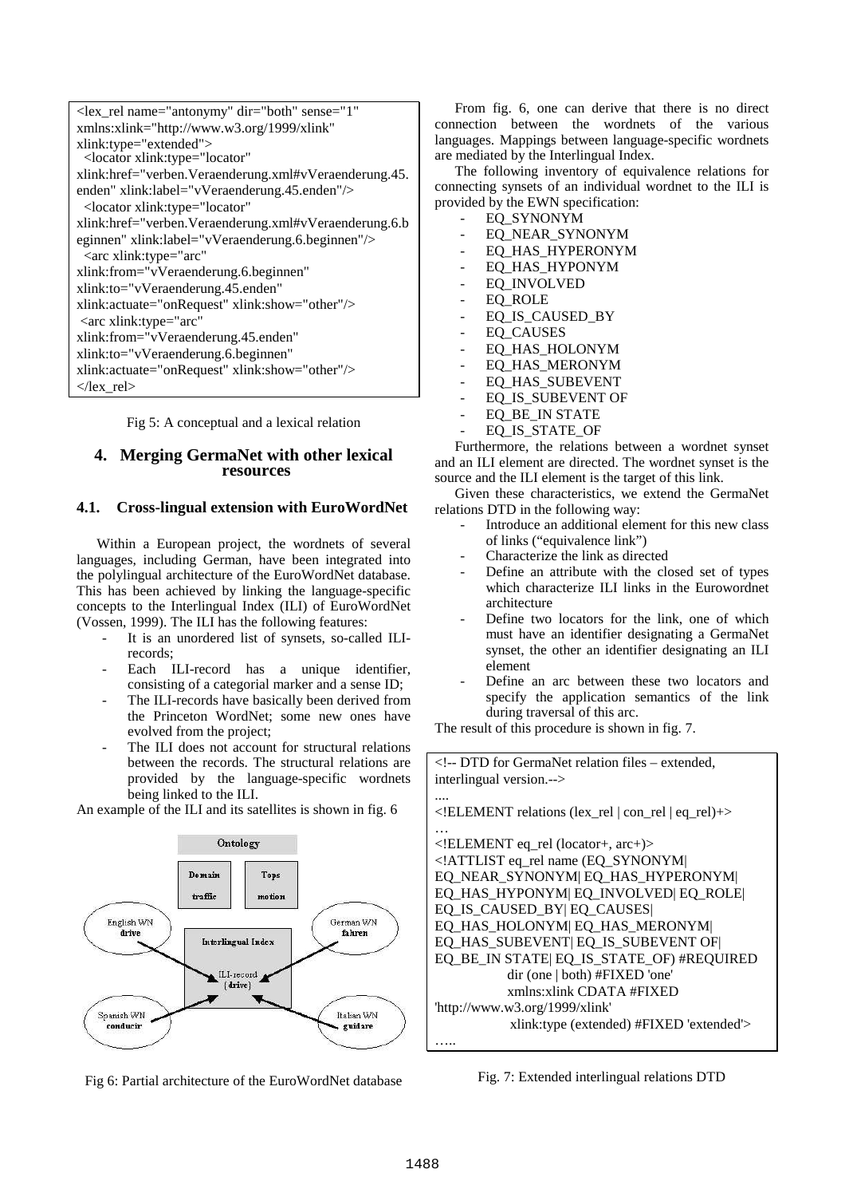```
<lex_rel name="antonymy" dir="both" sense="1"
xmlns:xlink="http://www.w3.org/1999/xlink"
xlink:type="extended">
  <locator xlink:type="locator"
xlink:href="verben.Veraenderung.xml#vVeraenderung.45.
enden" xlink:label="vVeraenderung.45.enden"/>
  <locator xlink:type="locator"
xlink:href="verben.Veraenderung.xml#vVeraenderung.6.b
eginnen" xlink:label="vVeraenderung.6.beginnen"/>
  <arc xlink:type="arc"
xlink:from="vVeraenderung.6.beginnen"
xlink:to="vVeraenderung.45.enden"
xlink:actuate="onRequest" xlink:show="other"/>
 <arc xlink:type="arc"
xlink:from="vVeraenderung.45.enden"
xlink:to="vVeraenderung.6.beginnen"
xlink:actuate="onRequest" xlink:show="other"/>
</lex_rel>
```

Fig 5: A conceptual and a lexical relation

## 4. Merging GermaNet with other lexical resources

### 4.1. Cross-lingual extension with EuroWordNet

Within a European project, the wordnets of several languages, including German, have been integrated into the polylingual architecture of the EuroWordNet database. This has been achieved by linking the language-specific concepts to the Interlingual Index (ILI) of EuroWordNet (Vossen, 1999). The ILI has the following features:

- It is an unordered list of synsets, so-called ILI-records;
- Each ILI-record has a unique identifier, consisting of a categorial marker and a sense ID;
- The ILI-records have basically been derived from the Princeton WordNet; some new ones have evolved from the project;
- The ILI does not account for structural relations between the records. The structural relations are provided by the language-specific wordnets being linked to the ILI.

An example of the ILI and its satellites is shown in fig. 6

Fig 6: Partial architecture of the EuroWordNet database

From fig. 6, one can derive that there is no direct connection between the wordnets of the various languages. Mappings between language-specific wordnets are mediated by the Interlingual Index.

The following inventory of equivalence relations for connecting synsets of an individual wordnet to the ILI is provided by the EWN specification:

- EQ_SYNONYM
- EQ_NEAR_SYNONYM
- EQ_HAS_HYPERONYM
- EQ_HAS_HYPONYM
- EQ_INVOLVED
- EQ_ROLE
- EQ_IS_CAUSED_BY
- EQ_CAUSES
- EQ_HAS_HOLONYM
- EQ_HAS_MERONYM
- EQ_HAS_SUBEVENT
- EQ_IS_SUBEVENT OF
- EQ_BE_IN STATE
- EQ_IS_STATE_OF

Furthermore, the relations between a wordnet synset and an ILI element are directed. The wordnet synset is the source and the ILI element is the target of this link.

Given these characteristics, we extend the GermaNet relations DTD in the following way:

- Introduce an additional element for this new class of links ("equivalence link")
- Characterize the link as directed
- Define an attribute with the closed set of types which characterize ILI links in the Eurowordnet architecture
- Define two locators for the link, one of which must have an identifier designating a GermaNet synset, the other an identifier designating an ILI element
- Define an arc between these two locators and specify the application semantics of the link during traversal of this arc.

The result of this procedure is shown in fig. 7.

```
<!-- DTD for GermaNet relation files – extended,
interlingual version.-->
....
<!ELEMENT relations (lex_rel | con_rel | eq_rel)+>
…
<!ELEMENT eq_rel (locator+, arc+)>
<!ATTLIST eq_rel name (EQ_SYNONYM|
EQ_NEAR_SYNONYM| EQ_HAS_HYPERONYM|
EQ_HAS_HYPONYM| EQ_INVOLVED| EQ_ROLE|
EQ_IS_CAUSED_BY| EQ_CAUSES|
EQ_HAS_HOLONYM| EQ_HAS_MERONYM|
EQ_HAS_SUBEVENT| EQ_IS_SUBEVENT OF|
EQ_BE_IN STATE| EQ_IS_STATE_OF) #REQUIRED
          dir (one | both) #FIXED 'one'
          xmlns:xlink CDATA #FIXED
'http://www.w3.org/1999/xlink'
          xlink:type (extended) #FIXED 'extended'>
…..
```

Fig. 7: Extended interlingual relations DTD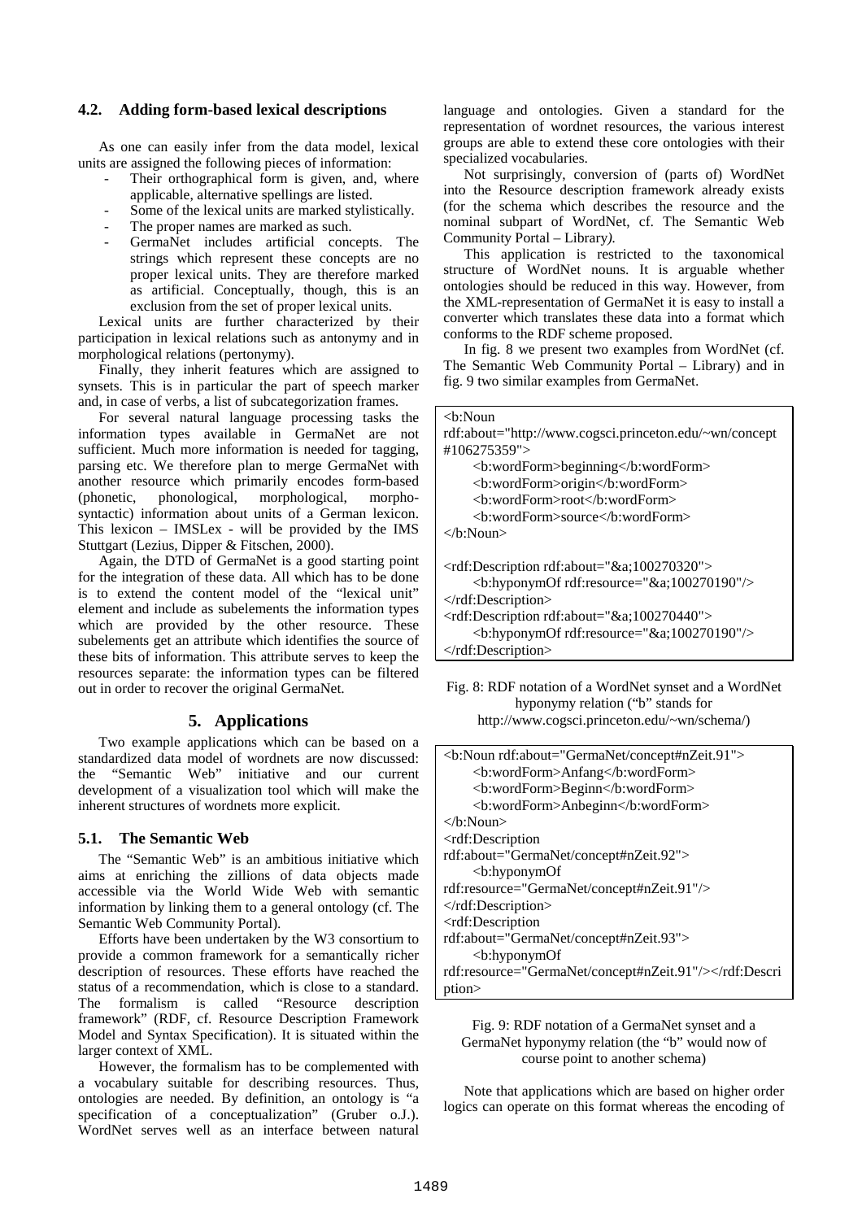### 4.2. Adding form-based lexical descriptions

As one can easily infer from the data model, lexical units are assigned the following pieces of information:

- Their orthographical form is given, and, where applicable, alternative spellings are listed.
- Some of the lexical units are marked stylistically.
- The proper names are marked as such.
- GermaNet includes artificial concepts. The strings which represent these concepts are no proper lexical units. They are therefore marked as artificial. Conceptually, though, this is an exclusion from the set of proper lexical units.

Lexical units are further characterized by their participation in lexical relations such as antonymy and in morphological relations (pertonymy).

Finally, they inherit features which are assigned to synsets. This is in particular the part of speech marker and, in case of verbs, a list of subcategorization frames.

For several natural language processing tasks the information types available in GermaNet are not sufficient. Much more information is needed for tagging, parsing etc. We therefore plan to merge GermaNet with another resource which primarily encodes form-based (phonetic, phonological, morphological, morpho-syntactic) information about units of a German lexicon. This lexicon – IMSLex - will be provided by the IMS Stuttgart (Lezius, Dipper & Fitschen, 2000).

Again, the DTD of GermaNet is a good starting point for the integration of these data. All which has to be done is to extend the content model of the "lexical unit" element and include as subelements the information types which are provided by the other resource. These subelements get an attribute which identifies the source of these bits of information. This attribute serves to keep the resources separate: the information types can be filtered out in order to recover the original GermaNet.

## 5. Applications

Two example applications which can be based on a standardized data model of wordnets are now discussed: the "Semantic Web" initiative and our current development of a visualization tool which will make the inherent structures of wordnets more explicit.

### 5.1. The Semantic Web

The "Semantic Web" is an ambitious initiative which aims at enriching the zillions of data objects made accessible via the World Wide Web with semantic information by linking them to a general ontology (cf. The Semantic Web Community Portal).

Efforts have been undertaken by the W3 consortium to provide a common framework for a semantically richer description of resources. These efforts have reached the status of a recommendation, which is close to a standard. The formalism is called "Resource description framework" (RDF, cf. Resource Description Framework Model and Syntax Specification). It is situated within the larger context of XML.

However, the formalism has to be complemented with a vocabulary suitable for describing resources. Thus, ontologies are needed. By definition, an ontology is "a specification of a conceptualization" (Gruber o.J.). WordNet serves well as an interface between natural language and ontologies. Given a standard for the representation of wordnet resources, the various interest groups are able to extend these core ontologies with their specialized vocabularies.

Not surprisingly, conversion of (parts of) WordNet into the Resource description framework already exists (for the schema which describes the resource and the nominal subpart of WordNet, cf. The Semantic Web Community Portal – Library).

This application is restricted to the taxonomical structure of WordNet nouns. It is arguable whether ontologies should be reduced in this way. However, from the XML-representation of GermaNet it is easy to install a converter which translates these data into a format which conforms to the RDF scheme proposed.

In fig. 8 we present two examples from WordNet (cf. The Semantic Web Community Portal – Library) and in fig. 9 two similar examples from GermaNet.

```
<b:Noun
rdf:about="http://www.cogsci.princeton.edu/~wn/concept
#106275359">
    <b:wordForm>beginning</b:wordForm>
    <b:wordForm>origin</b:wordForm>
    <b:wordForm>root</b:wordForm>
    <b:wordForm>source</b:wordForm>
</b:Noun>

<rdf:Description rdf:about="&a;100270320">
    <b:hyponymOf rdf:resource="&a;100270190"/>
</rdf:Description>
<rdf:Description rdf:about="&a;100270440">
    <b:hyponymOf rdf:resource="&a;100270190"/>
</rdf:Description>
```

Fig. 8: RDF notation of a WordNet synset and a WordNet hyponymy relation ("b" stands for http://www.cogsci.princeton.edu/~wn/schema/)

```
<b:Noun rdf:about="GermaNet/concept#nZeit.91">
    <b:wordForm>Anfang</b:wordForm>
    <b:wordForm>Beginn</b:wordForm>
    <b:wordForm>Anbeginn</b:wordForm>
</b:Noun>
<rdf:Description
rdf:about="GermaNet/concept#nZeit.92">
    <b:hyponymOf
rdf:resource="GermaNet/concept#nZeit.91"/>
</rdf:Description>
<rdf:Description
rdf:about="GermaNet/concept#nZeit.93">
    <b:hyponymOf
rdf:resource="GermaNet/concept#nZeit.91"/></rdf:Description>
```

Fig. 9: RDF notation of a GermaNet synset and a GermaNet hyponymy relation (the "b" would now of course point to another schema)

Note that applications which are based on higher order logics can operate on this format whereas the encoding of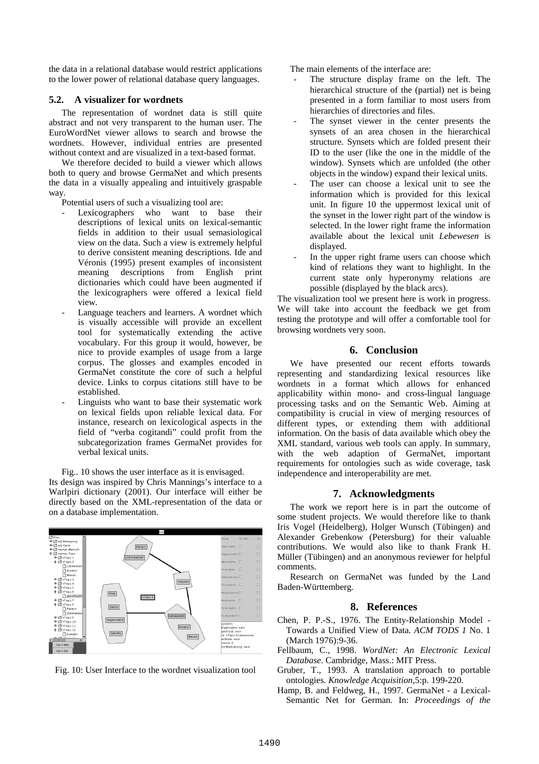the data in a relational database would restrict applications to the lower power of relational database query languages.

### 5.2. A visualizer for wordnets

The representation of wordnet data is still quite abstract and not very transparent to the human user. The EuroWordNet viewer allows to search and browse the wordnets. However, individual entries are presented without context and are visualized in a text-based format.

We therefore decided to build a viewer which allows both to query and browse GermaNet and which presents the data in a visually appealing and intuitively graspable way.

Potential users of such a visualizing tool are:

- Lexicographers who want to base their descriptions of lexical units on lexical-semantic fields in addition to their usual semasiological view on the data. Such a view is extremely helpful to derive consistent meaning descriptions. Ide and Véronis (1995) present examples of inconsistent meaning descriptions from English print dictionaries which could have been augmented if the lexicographers were offered a lexical field view.
- Language teachers and learners. A wordnet which is visually accessible will provide an excellent tool for systematically extending the active vocabulary. For this group it would, however, be nice to provide examples of usage from a large corpus. The glosses and examples encoded in GermaNet constitute the core of such a helpful device. Links to corpus citations still have to be established.
- Linguists who want to base their systematic work on lexical fields upon reliable lexical data. For instance, research on lexicological aspects in the field of "verba cogitandi" could profit from the subcategorization frames GermaNet provides for verbal lexical units.

Fig.. 10 shows the user interface as it is envisaged. Its design was inspired by Chris Mannings's interface to a Warlpiri dictionary (2001). Our interface will either be directly based on the XML-representation of the data or on a database implementation.

Fig. 10: User Interface to the wordnet visualization tool

The main elements of the interface are:

- The structure display frame on the left. The hierarchical structure of the (partial) net is being presented in a form familiar to most users from hierarchies of directories and files.
- The synset viewer in the center presents the synsets of an area chosen in the hierarchical structure. Synsets which are folded present their ID to the user (like the one in the middle of the window). Synsets which are unfolded (the other objects in the window) expand their lexical units.
- The user can choose a lexical unit to see the information which is provided for this lexical unit. In figure 10 the uppermost lexical unit of the synset in the lower right part of the window is selected. In the lower right frame the information available about the lexical unit *Lebewesen* is displayed.
- In the upper right frame users can choose which kind of relations they want to highlight. In the current state only hyperonymy relations are possible (displayed by the black arcs).

The visualization tool we present here is work in progress. We will take into account the feedback we get from testing the prototype and will offer a comfortable tool for browsing wordnets very soon.

## 6. Conclusion

We have presented our recent efforts towards representing and standardizing lexical resources like wordnets in a format which allows for enhanced applicability within mono- and cross-lingual language processing tasks and on the Semantic Web. Aiming at compatibility is crucial in view of merging resources of different types, or extending them with additional information. On the basis of data available which obey the XML standard, various web tools can apply. In summary, with the web adaption of GermaNet, important requirements for ontologies such as wide coverage, task independence and interoperability are met.

## 7. Acknowledgments

The work we report here is in part the outcome of some student projects. We would therefore like to thank Iris Vogel (Heidelberg), Holger Wunsch (Tübingen) and Alexander Grebenkow (Petersburg) for their valuable contributions. We would also like to thank Frank H. Müller (Tübingen) and an anonymous reviewer for helpful comments.

Research on GermaNet was funded by the Land Baden-Württemberg.

## 8. References

Chen, P. P.-S., 1976. The Entity-Relationship Model - Towards a Unified View of Data. *ACM TODS 1* No. 1 (March 1976):9-36.

Fellbaum, C., 1998. *WordNet: An Electronic Lexical Database*. Cambridge, Mass.: MIT Press.

Gruber, T., 1993. A translation approach to portable ontologies. *Knowledge Acquisition*,5:p. 199-220.

Hamp, B. and Feldweg, H., 1997. GermaNet - a Lexical-Semantic Net for German. In: *Proceedings of the*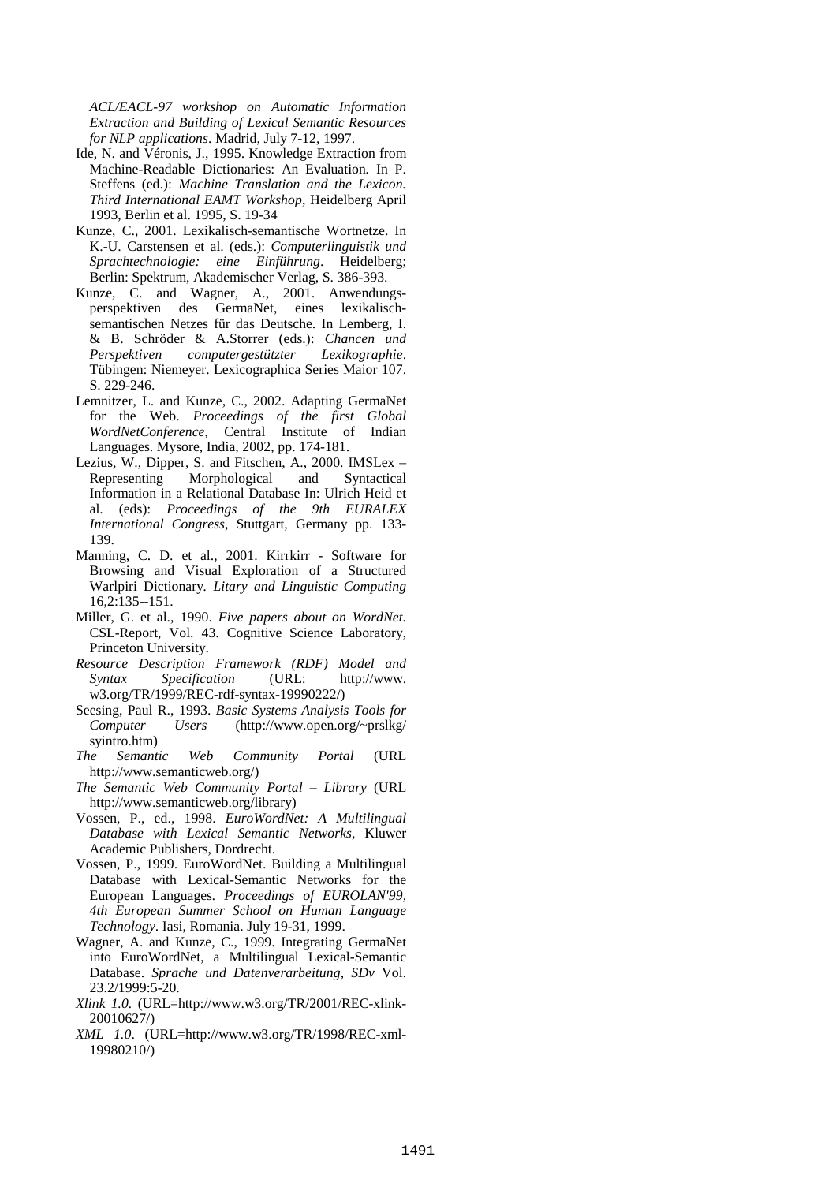*ACL/EACL-97 workshop on Automatic Information Extraction and Building of Lexical Semantic Resources for NLP applications*. Madrid, July 7-12, 1997.

Ide, N. and Véronis, J., 1995. Knowledge Extraction from Machine-Readable Dictionaries: An Evaluation. In P. Steffens (ed.): *Machine Translation and the Lexicon. Third International EAMT Workshop*, Heidelberg April 1993, Berlin et al. 1995, S. 19-34

Kunze, C., 2001. Lexikalisch-semantische Wortnetze. In K.-U. Carstensen et al. (eds.): *Computerlinguistik und Sprachtechnologie: eine Einführung*. Heidelberg; Berlin: Spektrum, Akademischer Verlag, S. 386-393.

Kunze, C. and Wagner, A., 2001. Anwendungsperspektiven des GermaNet, eines lexikalisch-semantischen Netzes für das Deutsche. In Lemberg, I. & B. Schröder & A.Storrer (eds.): *Chancen und Perspektiven computergestützter Lexikographie*. Tübingen: Niemeyer. Lexicographica Series Maior 107. S. 229-246.

Lemnitzer, L. and Kunze, C., 2002. Adapting GermaNet for the Web. *Proceedings of the first Global WordNetConference*, Central Institute of Indian Languages. Mysore, India, 2002, pp. 174-181.

Lezius, W., Dipper, S. and Fitschen, A., 2000. IMSLex – Representing Morphological and Syntactical Information in a Relational Database In: Ulrich Heid et al. (eds): *Proceedings of the 9th EURALEX International Congress*, Stuttgart, Germany pp. 133-139.

Manning, C. D. et al., 2001. Kirrkirr - Software for Browsing and Visual Exploration of a Structured Warlpiri Dictionary. *Litary and Linguistic Computing* 16,2:135--151.

Miller, G. et al., 1990. *Five papers about on WordNet.* CSL-Report, Vol. 43. Cognitive Science Laboratory, Princeton University.

*Resource Description Framework (RDF) Model and Syntax Specification* (URL: http://www.w3.org/TR/1999/REC-rdf-syntax-19990222/)

Seesing, Paul R., 1993. *Basic Systems Analysis Tools for Computer Users* (http://www.open.org/~prslkg/syintro.htm)

*The Semantic Web Community Portal* (URL http://www.semanticweb.org/)

*The Semantic Web Community Portal – Library* (URL http://www.semanticweb.org/library)

Vossen, P., ed., 1998. *EuroWordNet: A Multilingual Database with Lexical Semantic Networks*, Kluwer Academic Publishers, Dordrecht.

Vossen, P., 1999. EuroWordNet. Building a Multilingual Database with Lexical-Semantic Networks for the European Languages. *Proceedings of EUROLAN'99, 4th European Summer School on Human Language Technology*. Iasi, Romania. July 19-31, 1999.

Wagner, A. and Kunze, C., 1999. Integrating GermaNet into EuroWordNet, a Multilingual Lexical-Semantic Database. *Sprache und Datenverarbeitung, SDv* Vol. 23.2/1999:5-20.

*Xlink 1.0*. (URL=http://www.w3.org/TR/2001/REC-xlink-20010627/)

*XML 1.0*. (URL=http://www.w3.org/TR/1998/REC-xml-19980210/)